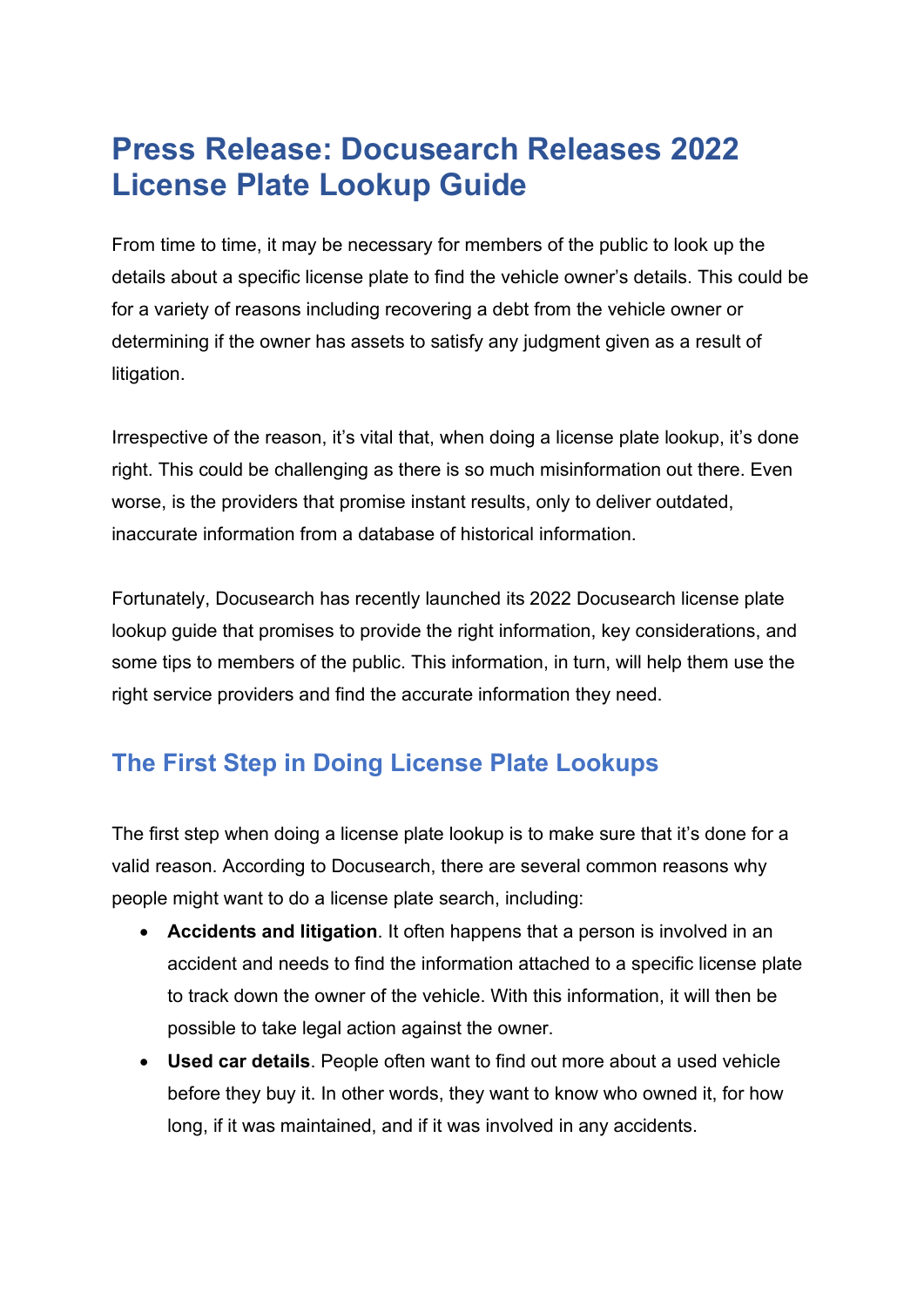# Press Release: Docusearch Releases 2022 License Plate Lookup Guide

From time to time, it may be necessary for members of the public to look up the details about a specific license plate to find the vehicle owner's details. This could be for a variety of reasons including recovering a debt from the vehicle owner or determining if the owner has assets to satisfy any judgment given as a result of litigation.

Irrespective of the reason, it's vital that, when doing a license plate lookup, it's done right. This could be challenging as there is so much misinformation out there. Even worse, is the providers that promise instant results, only to deliver outdated, inaccurate information from a database of historical information.

Fortunately, Docusearch has recently launched its 2022 Docusearch license plate lookup guide that promises to provide the right information, key considerations, and some tips to members of the public. This information, in turn, will help them use the right service providers and find the accurate information they need.

## The First Step in Doing License Plate Lookups

The first step when doing a license plate lookup is to make sure that it's done for a valid reason. According to Docusearch, there are several common reasons why people might want to do a license plate search, including:

- **Accidents and litigation**. It often happens that a person is involved in an accident and needs to find the information attached to a specific license plate to track down the owner of the vehicle. With this information, it will then be possible to take legal action against the owner.
- **Used car details**. People often want to find out more about a used vehicle before they buy it. In other words, they want to know who owned it, for how long, if it was maintained, and if it was involved in any accidents.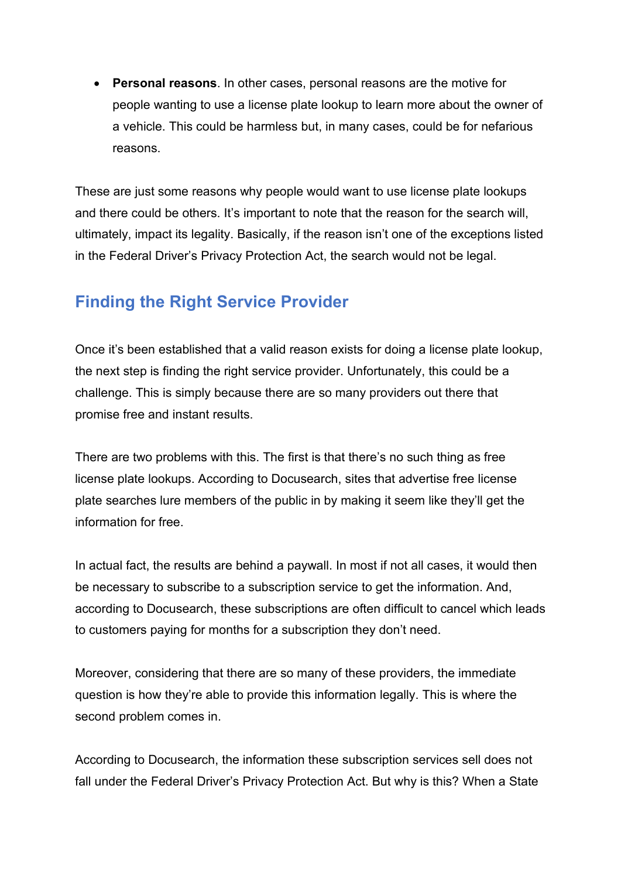- **Personal reasons**. In other cases, personal reasons are the motive for people wanting to use a license plate lookup to learn more about the owner of a vehicle. This could be harmless but, in many cases, could be for nefarious reasons.

These are just some reasons why people would want to use license plate lookups and there could be others. It's important to note that the reason for the search will, ultimately, impact its legality. Basically, if the reason isn't one of the exceptions listed in the Federal Driver's Privacy Protection Act, the search would not be legal.

## Finding the Right Service Provider

Once it's been established that a valid reason exists for doing a license plate lookup, the next step is finding the right service provider. Unfortunately, this could be a challenge. This is simply because there are so many providers out there that promise free and instant results.

There are two problems with this. The first is that there's no such thing as free license plate lookups. According to Docusearch, sites that advertise free license plate searches lure members of the public in by making it seem like they'll get the information for free.

In actual fact, the results are behind a paywall. In most if not all cases, it would then be necessary to subscribe to a subscription service to get the information. And, according to Docusearch, these subscriptions are often difficult to cancel which leads to customers paying for months for a subscription they don't need.

Moreover, considering that there are so many of these providers, the immediate question is how they're able to provide this information legally. This is where the second problem comes in.

According to Docusearch, the information these subscription services sell does not fall under the Federal Driver's Privacy Protection Act. But why is this? When a State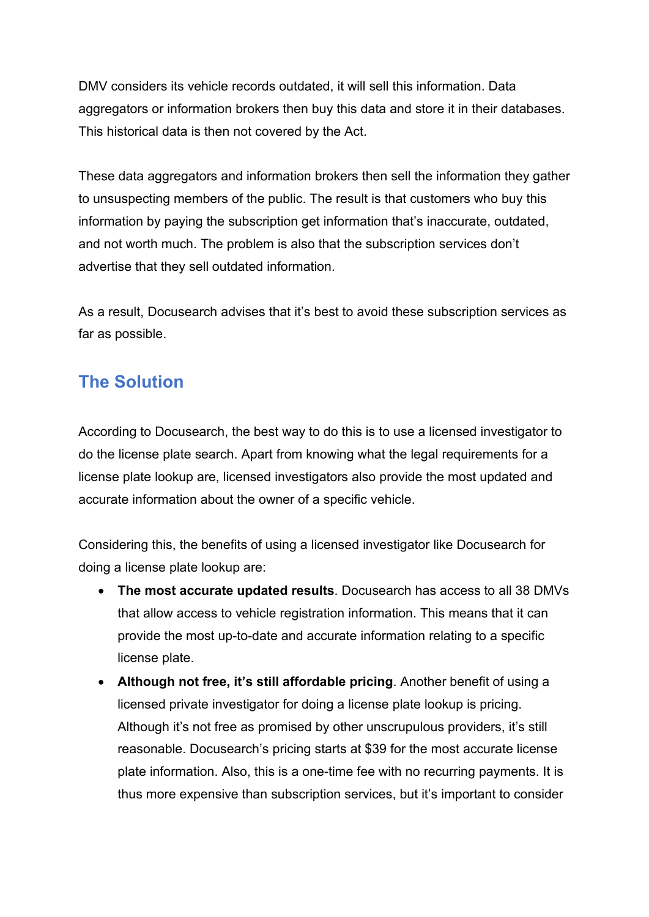DMV considers its vehicle records outdated, it will sell this information. Data aggregators or information brokers then buy this data and store it in their databases. This historical data is then not covered by the Act.

These data aggregators and information brokers then sell the information they gather to unsuspecting members of the public. The result is that customers who buy this information by paying the subscription get information that's inaccurate, outdated, and not worth much. The problem is also that the subscription services don't advertise that they sell outdated information.

As a result, Docusearch advises that it's best to avoid these subscription services as far as possible.

## The Solution

According to Docusearch, the best way to do this is to use a licensed investigator to do the license plate search. Apart from knowing what the legal requirements for a license plate lookup are, licensed investigators also provide the most updated and accurate information about the owner of a specific vehicle.

Considering this, the benefits of using a licensed investigator like Docusearch for doing a license plate lookup are:

- **The most accurate updated results**. Docusearch has access to all 38 DMVs that allow access to vehicle registration information. This means that it can provide the most up-to-date and accurate information relating to a specific license plate.
- **Although not free, it's still affordable pricing**. Another benefit of using a licensed private investigator for doing a license plate lookup is pricing. Although it's not free as promised by other unscrupulous providers, it's still reasonable. Docusearch's pricing starts at $39 for the most accurate license plate information. Also, this is a one-time fee with no recurring payments. It is thus more expensive than subscription services, but it's important to consider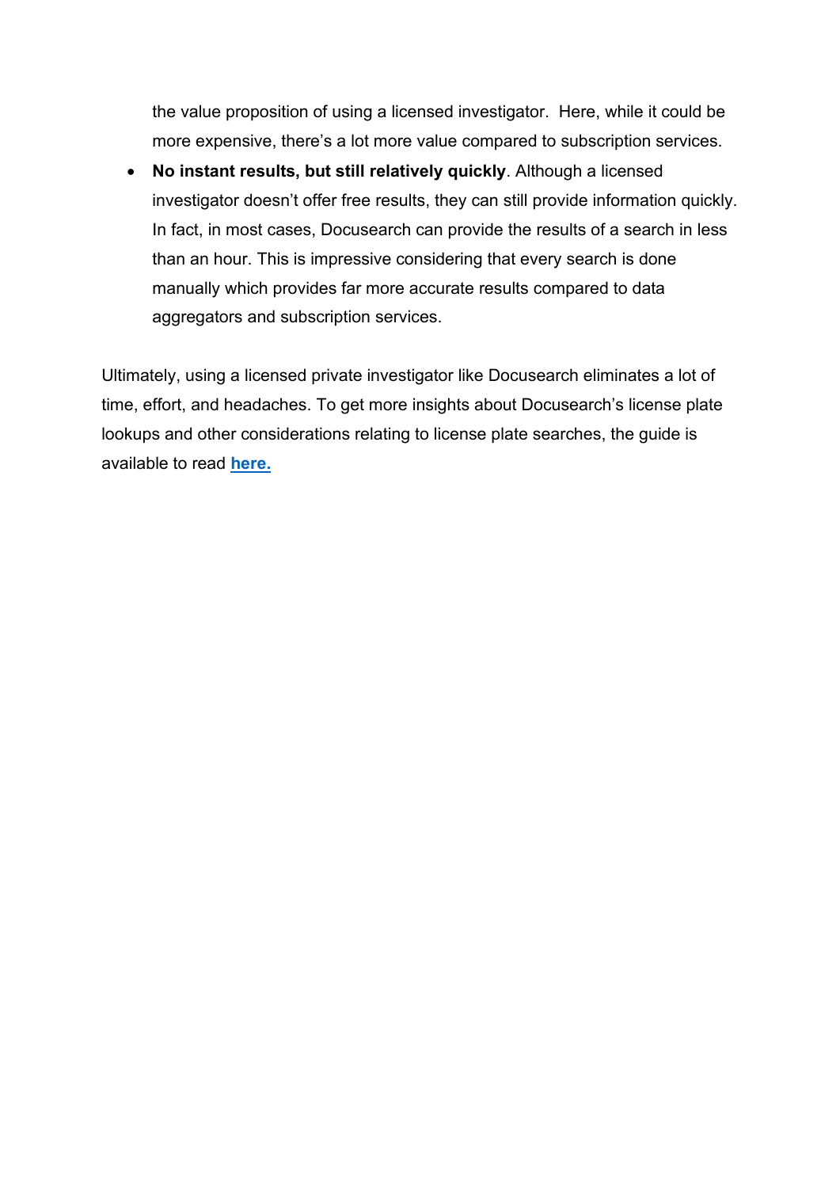the value proposition of using a licensed investigator. Here, while it could be more expensive, there's a lot more value compared to subscription services.

- **No instant results, but still relatively quickly**. Although a licensed investigator doesn't offer free results, they can still provide information quickly. In fact, in most cases, Docusearch can provide the results of a search in less than an hour. This is impressive considering that every search is done manually which provides far more accurate results compared to data aggregators and subscription services.

Ultimately, using a licensed private investigator like Docusearch eliminates a lot of time, effort, and headaches. To get more insights about Docusearch's license plate lookups and other considerations relating to license plate searches, the guide is available to read **here.**